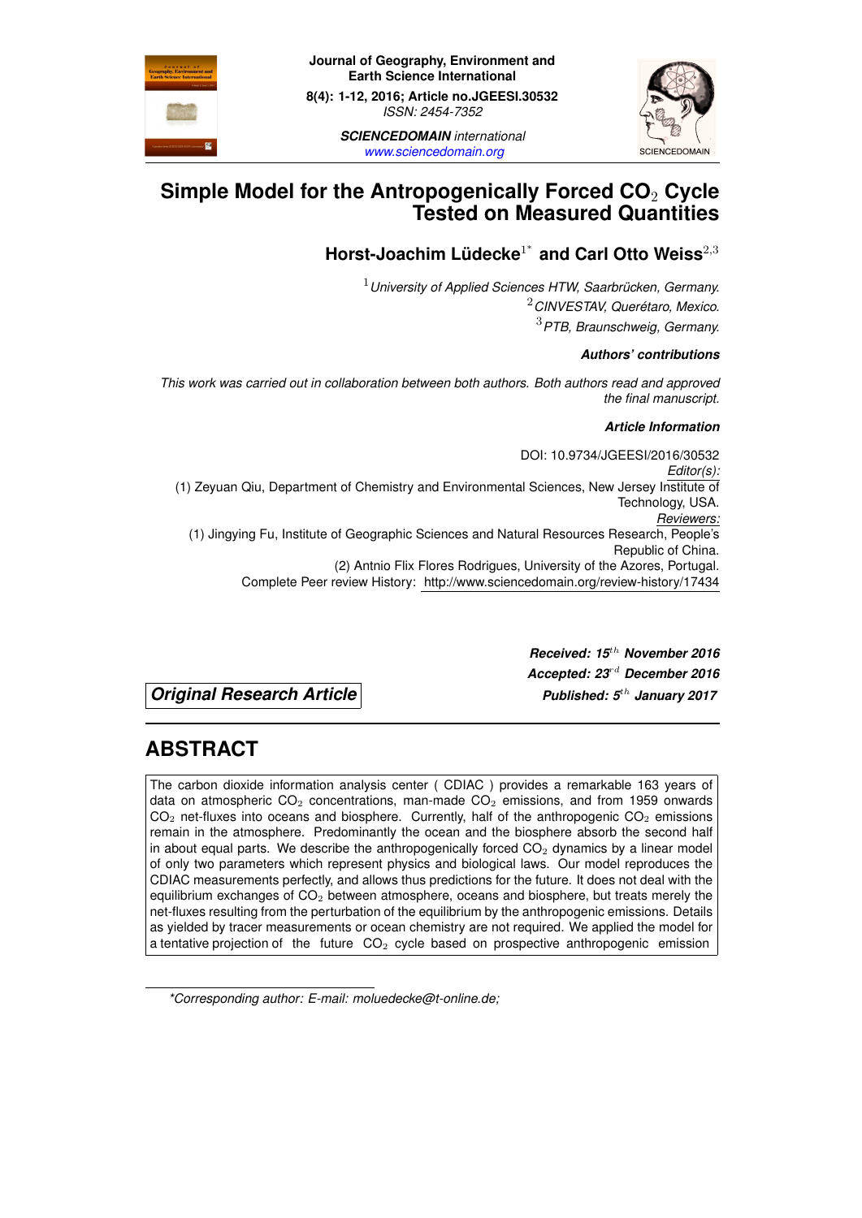Journal of Geography, Environment and Earth Science International

8(4): 1-12, 2016; Article no.JGEESI.30532

*ISSN: 2454-7352*

***SCIENCEDOMAIN** international*

*www.sciencedomain.org*

# Simple Model for the Antropogenically Forced $CO_2$ Cycle Tested on Measured Quantities

## Horst-Joachim Lüdecke[1*] and Carl Otto Weiss[2,3]

[1] *University of Applied Sciences HTW, Saarbrücken, Germany.*
[2] *CINVESTAV, Querétaro, Mexico.*
[3] *PTB, Braunschweig, Germany.*

***Authors' contributions***

*This work was carried out in collaboration between both authors. Both authors read and approved the final manuscript.*

***Article Information***

DOI: 10.9734/JGEESI/2016/30532

*Editor(s):*
(1) Zeyuan Qiu, Department of Chemistry and Environmental Sciences, New Jersey Institute of Technology, USA.

*Reviewers:*
(1) Jingying Fu, Institute of Geographic Sciences and Natural Resources Research, People's Republic of China.
(2) Antnio Flix Flores Rodrigues, University of the Azores, Portugal.

Complete Peer review History: http://www.sciencedomain.org/review-history/17434

***Original Research Article***

***Received: 15th November 2016***
***Accepted: 23rd December 2016***
***Published: 5th January 2017***

# ABSTRACT

The carbon dioxide information analysis center ( CDIAC ) provides a remarkable 163 years of data on atmospheric $CO_2$ concentrations, man-made $CO_2$ emissions, and from 1959 onwards $CO_2$ net-fluxes into oceans and biosphere. Currently, half of the anthropogenic $CO_2$ emissions remain in the atmosphere. Predominantly the ocean and the biosphere absorb the second half in about equal parts. We describe the anthropogenically forced $CO_2$ dynamics by a linear model of only two parameters which represent physics and biological laws. Our model reproduces the CDIAC measurements perfectly, and allows thus predictions for the future. It does not deal with the equilibrium exchanges of $CO_2$ between atmosphere, oceans and biosphere, but treats merely the net-fluxes resulting from the perturbation of the equilibrium by the anthropogenic emissions. Details as yielded by tracer measurements or ocean chemistry are not required. We applied the model for a tentative projection of the future $CO_2$ cycle based on prospective anthropogenic emission

---

**Corresponding author: E-mail: moluedecke@t-online.de;*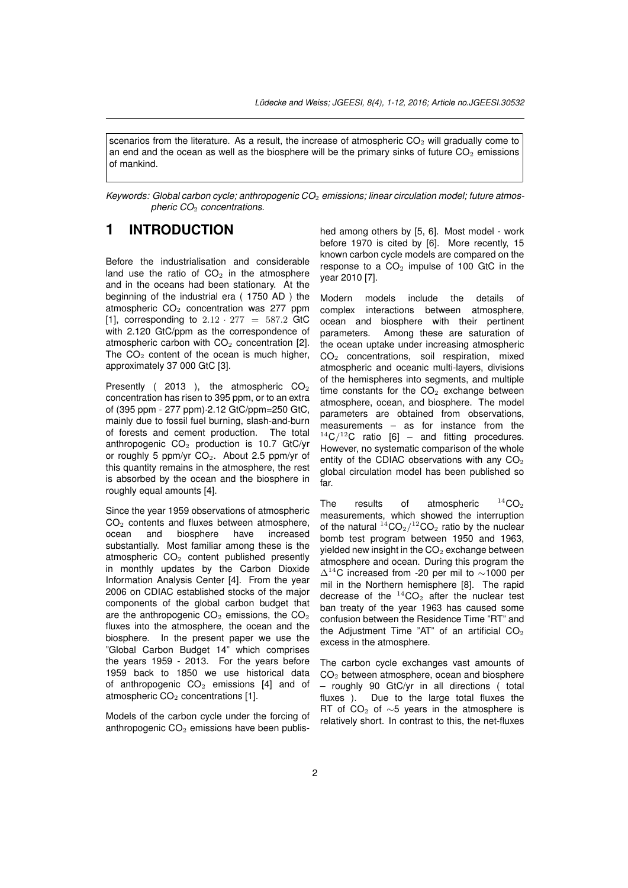scenarios from the literature. As a result, the increase of atmospheric $CO_2$ will gradually come to an end and the ocean as well as the biosphere will be the primary sinks of future $CO_2$ emissions of mankind.

*Keywords: Global carbon cycle; anthropogenic $CO_2$ emissions; linear circulation model; future atmospheric $CO_2$ concentrations.*

# 1 INTRODUCTION

Before the industrialisation and considerable land use the ratio of $CO_2$ in the atmosphere and in the oceans had been stationary. At the beginning of the industrial era ( 1750 AD ) the atmospheric $CO_2$ concentration was 277 ppm [1], corresponding to $2.12 \cdot 277 = 587.2$ GtC with 2.120 GtC/ppm as the correspondence of atmospheric carbon with $CO_2$ concentration [2]. The $CO_2$ content of the ocean is much higher, approximately 37 000 GtC [3].

Presently ( 2013 ), the atmospheric $CO_2$ concentration has risen to 395 ppm, or to an extra of (395 ppm - 277 ppm)·2.12 GtC/ppm=250 GtC, mainly due to fossil fuel burning, slash-and-burn of forests and cement production. The total anthropogenic $CO_2$ production is 10.7 GtC/yr or roughly 5 ppm/yr $CO_2$. About 2.5 ppm/yr of this quantity remains in the atmosphere, the rest is absorbed by the ocean and the biosphere in roughly equal amounts [4].

Since the year 1959 observations of atmospheric $CO_2$ contents and fluxes between atmosphere, ocean and biosphere have increased substantially. Most familiar among these is the atmospheric $CO_2$ content published presently in monthly updates by the Carbon Dioxide Information Analysis Center [4]. From the year 2006 on CDIAC established stocks of the major components of the global carbon budget that are the anthropogenic $CO_2$ emissions, the $CO_2$ fluxes into the atmosphere, the ocean and the biosphere. In the present paper we use the "Global Carbon Budget 14" which comprises the years 1959 - 2013. For the years before 1959 back to 1850 we use historical data of anthropogenic $CO_2$ emissions [4] and of atmospheric $CO_2$ concentrations [1].

Models of the carbon cycle under the forcing of anthropogenic $CO_2$ emissions have been published among others by [5, 6]. Most model - work before 1970 is cited by [6]. More recently, 15 known carbon cycle models are compared on the response to a $CO_2$ impulse of 100 GtC in the year 2010 [7].

Modern models include the details of complex interactions between atmosphere, ocean and biosphere with their pertinent parameters. Among these are saturation of the ocean uptake under increasing atmospheric $CO_2$ concentrations, soil respiration, mixed atmospheric and oceanic multi-layers, divisions of the hemispheres into segments, and multiple time constants for the $CO_2$ exchange between atmosphere, ocean, and biosphere. The model parameters are obtained from observations, measurements – as for instance from the $^{14}C/^{12}C$ ratio [6] – and fitting procedures. However, no systematic comparison of the whole entity of the CDIAC observations with any $CO_2$ global circulation model has been published so far.

The results of atmospheric $^{14}CO_2$ measurements, which showed the interruption of the natural $^{14}CO_2/^{12}CO_2$ ratio by the nuclear bomb test program between 1950 and 1963, yielded new insight in the $CO_2$ exchange between atmosphere and ocean. During this program the $\Delta^{14}C$ increased from -20 per mil to $\sim$1000 per mil in the Northern hemisphere [8]. The rapid decrease of the $^{14}CO_2$ after the nuclear test ban treaty of the year 1963 has caused some confusion between the Residence Time "RT" and the Adjustment Time "AT" of an artificial $CO_2$ excess in the atmosphere.

The carbon cycle exchanges vast amounts of $CO_2$ between atmosphere, ocean and biosphere – roughly 90 GtC/yr in all directions ( total fluxes ). Due to the large total fluxes the RT of $CO_2$ of $\sim$5 years in the atmosphere is relatively short. In contrast to this, the net-fluxes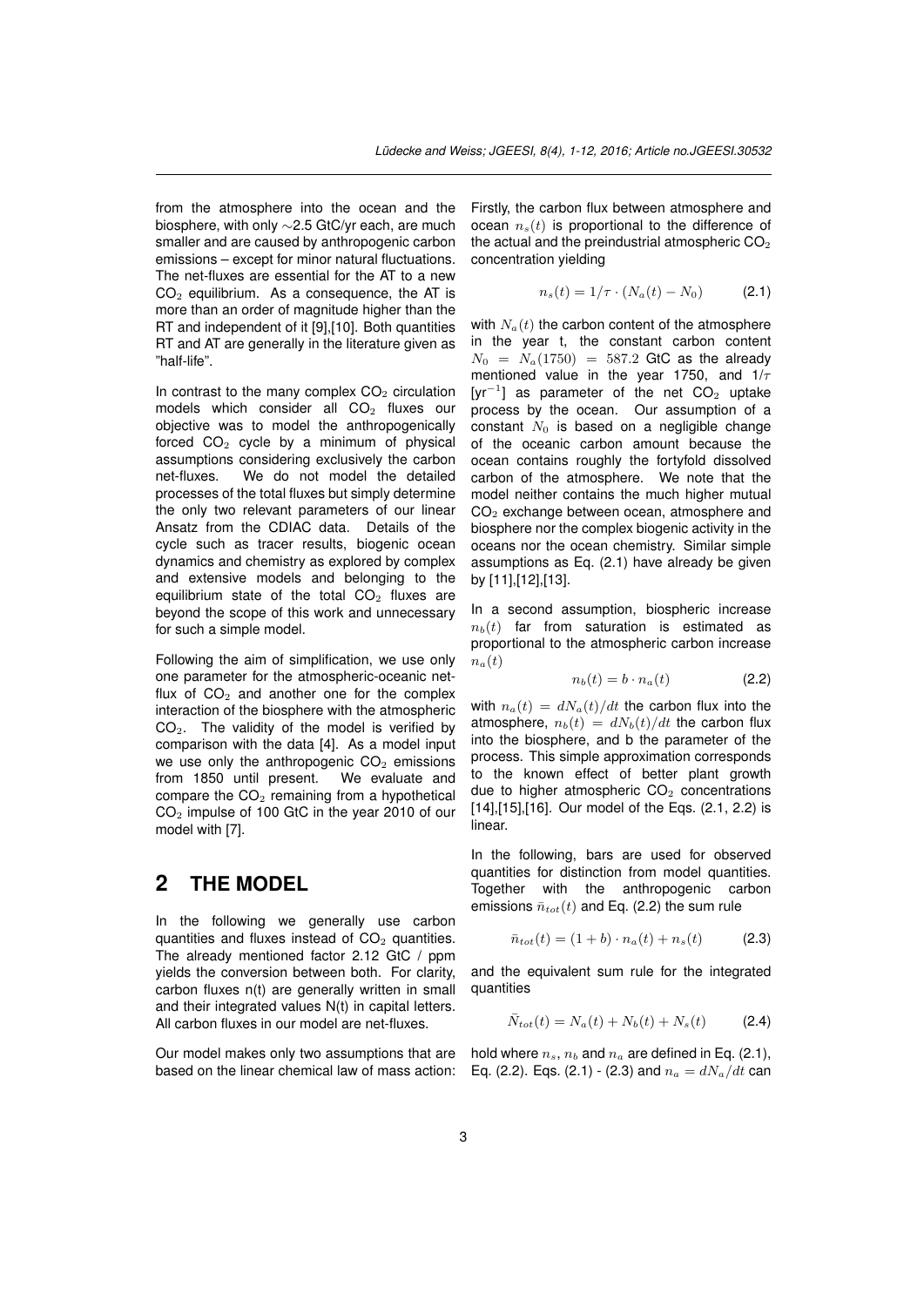from the atmosphere into the ocean and the biosphere, with only ∼2.5 GtC/yr each, are much smaller and are caused by anthropogenic carbon emissions – except for minor natural fluctuations. The net-fluxes are essential for the AT to a new $CO_2$ equilibrium. As a consequence, the AT is more than an order of magnitude higher than the RT and independent of it [9],[10]. Both quantities RT and AT are generally in the literature given as "half-life".

In contrast to the many complex $CO_2$ circulation models which consider all $CO_2$ fluxes our objective was to model the anthropogenically forced $CO_2$ cycle by a minimum of physical assumptions considering exclusively the carbon net-fluxes. We do not model the detailed processes of the total fluxes but simply determine the only two relevant parameters of our linear Ansatz from the CDIAC data. Details of the cycle such as tracer results, biogenic ocean dynamics and chemistry as explored by complex and extensive models and belonging to the equilibrium state of the total $CO_2$ fluxes are beyond the scope of this work and unnecessary for such a simple model.

Following the aim of simplification, we use only one parameter for the atmospheric-oceanic net-flux of $CO_2$ and another one for the complex interaction of the biosphere with the atmospheric $CO_2$. The validity of the model is verified by comparison with the data [4]. As a model input we use only the anthropogenic $CO_2$ emissions from 1850 until present. We evaluate and compare the $CO_2$ remaining from a hypothetical $CO_2$ impulse of 100 GtC in the year 2010 of our model with [7].

## 2 THE MODEL

In the following we generally use carbon quantities and fluxes instead of $CO_2$ quantities. The already mentioned factor 2.12 GtC / ppm yields the conversion between both. For clarity, carbon fluxes n(t) are generally written in small and their integrated values N(t) in capital letters. All carbon fluxes in our model are net-fluxes.

Our model makes only two assumptions that are based on the linear chemical law of mass action: Firstly, the carbon flux between atmosphere and ocean $n_s(t)$ is proportional to the difference of the actual and the preindustrial atmospheric $CO_2$ concentration yielding

$$n_s(t) = 1/\tau \cdot (N_a(t) - N_0) \qquad (2.1)$$

with $N_a(t)$ the carbon content of the atmosphere in the year t, the constant carbon content $N_0 = N_a(1750) = 587.2$ GtC as the already mentioned value in the year 1750, and $1/\tau$ [$\text{yr}^{-1}$] as parameter of the net $CO_2$ uptake process by the ocean. Our assumption of a constant $N_0$ is based on a negligible change of the oceanic carbon amount because the ocean contains roughly the fortyfold dissolved carbon of the atmosphere. We note that the model neither contains the much higher mutual $CO_2$ exchange between ocean, atmosphere and biosphere nor the complex biogenic activity in the oceans nor the ocean chemistry. Similar simple assumptions as Eq. (2.1) have already be given by [11],[12],[13].

In a second assumption, biospheric increase $n_b(t)$ far from saturation is estimated as proportional to the atmospheric carbon increase $n_a(t)$

$$n_b(t) = b \cdot n_a(t) \qquad (2.2)$$

with $n_a(t) = dN_a(t)/dt$ the carbon flux into the atmosphere, $n_b(t) = dN_b(t)/dt$ the carbon flux into the biosphere, and b the parameter of the process. This simple approximation corresponds to the known effect of better plant growth due to higher atmospheric $CO_2$ concentrations [14],[15],[16]. Our model of the Eqs. (2.1, 2.2) is linear.

In the following, bars are used for observed quantities for distinction from model quantities. Together with the anthropogenic carbon emissions $\bar{n}_{tot}(t)$ and Eq. (2.2) the sum rule

$$\bar{n}_{tot}(t) = (1 + b) \cdot n_a(t) + n_s(t) \qquad (2.3)$$

and the equivalent sum rule for the integrated quantities

$$\bar{N}_{tot}(t) = N_a(t) + N_b(t) + N_s(t) \qquad (2.4)$$

hold where $n_s$, $n_b$ and $n_a$ are defined in Eq. (2.1), Eq. (2.2). Eqs. (2.1) - (2.3) and $n_a = dN_a/dt$ can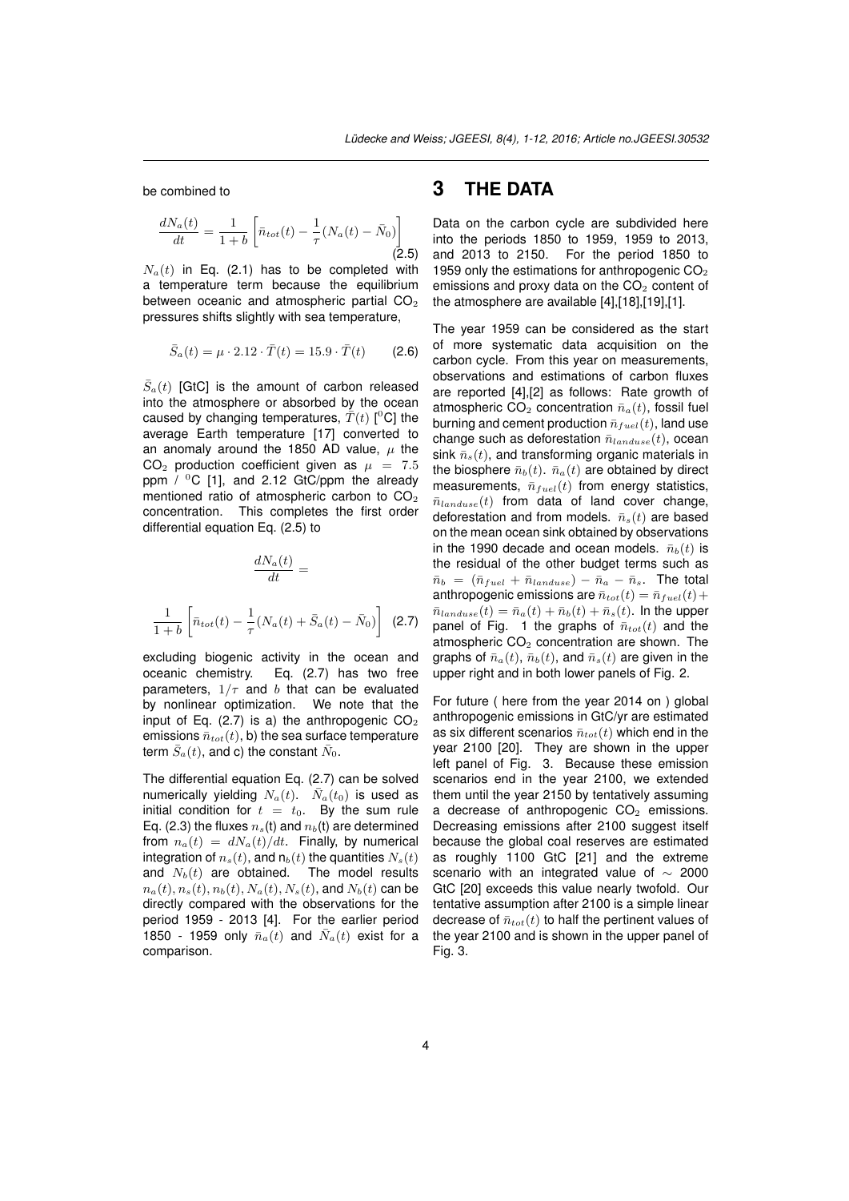be combined to

$$\frac{dN_a(t)}{dt} = \frac{1}{1+b}\left[\bar{n}_{tot}(t) - \frac{1}{\tau}(N_a(t) - \bar{N}_0)\right] \quad (2.5)$$

$N_a(t)$ in Eq. (2.1) has to be completed with a temperature term because the equilibrium between oceanic and atmospheric partial $CO_2$ pressures shifts slightly with sea temperature,

$$\bar{S}_a(t) = \mu \cdot 2.12 \cdot \bar{T}(t) = 15.9 \cdot \bar{T}(t) \quad (2.6)$$

$\bar{S}_a(t)$ [GtC] is the amount of carbon released into the atmosphere or absorbed by the ocean caused by changing temperatures, $\bar{T}(t)$ [$^0$C] the average Earth temperature [17] converted to an anomaly around the 1850 AD value, $\mu$ the $CO_2$ production coefficient given as $\mu = 7.5$ ppm / $^0$C [1], and 2.12 GtC/ppm the already mentioned ratio of atmospheric carbon to $CO_2$ concentration. This completes the first order differential equation Eq. (2.5) to

$$\frac{dN_a(t)}{dt} =$$

$$\frac{1}{1+b}\left[\bar{n}_{tot}(t) - \frac{1}{\tau}(N_a(t) + \bar{S}_a(t) - \bar{N}_0)\right] \quad (2.7)$$

excluding biogenic activity in the ocean and oceanic chemistry. Eq. (2.7) has two free parameters, $1/\tau$ and $b$ that can be evaluated by nonlinear optimization. We note that the input of Eq. (2.7) is a) the anthropogenic $CO_2$ emissions $\bar{n}_{tot}(t)$, b) the sea surface temperature term $\bar{S}_a(t)$, and c) the constant $\bar{N}_0$.

The differential equation Eq. (2.7) can be solved numerically yielding $N_a(t)$. $\bar{N}_a(t_0)$ is used as initial condition for $t = t_0$. By the sum rule Eq. (2.3) the fluxes $n_s$(t) and $n_b$(t) are determined from $n_a(t) = dN_a(t)/dt$. Finally, by numerical integration of $n_s(t)$, and $n_b(t)$ the quantities $N_s(t)$ and $N_b(t)$ are obtained. The model results $n_a(t), n_s(t), n_b(t), N_a(t), N_s(t)$, and $N_b(t)$ can be directly compared with the observations for the period 1959 - 2013 [4]. For the earlier period 1850 - 1959 only $\bar{n}_a(t)$ and $\bar{N}_a(t)$ exist for a comparison.

# 3 THE DATA

Data on the carbon cycle are subdivided here into the periods 1850 to 1959, 1959 to 2013, and 2013 to 2150. For the period 1850 to 1959 only the estimations for anthropogenic $CO_2$ emissions and proxy data on the $CO_2$ content of the atmosphere are available [4],[18],[19],[1].

The year 1959 can be considered as the start of more systematic data acquisition on the carbon cycle. From this year on measurements, observations and estimations of carbon fluxes are reported [4],[2] as follows: Rate growth of atmospheric $CO_2$ concentration $\bar{n}_a(t)$, fossil fuel burning and cement production $\bar{n}_{fuel}(t)$, land use change such as deforestation $\bar{n}_{landuse}(t)$, ocean sink $\bar{n}_s(t)$, and transforming organic materials in the biosphere $\bar{n}_b(t)$. $\bar{n}_a(t)$ are obtained by direct measurements, $\bar{n}_{fuel}(t)$ from energy statistics, $\bar{n}_{landuse}(t)$ from data of land cover change, deforestation and from models. $\bar{n}_s(t)$ are based on the mean ocean sink obtained by observations in the 1990 decade and ocean models. $\bar{n}_b(t)$ is the residual of the other budget terms such as $\bar{n}_b = (\bar{n}_{fuel} + \bar{n}_{landuse}) - \bar{n}_a - \bar{n}_s$. The total anthropogenic emissions are $\bar{n}_{tot}(t) = \bar{n}_{fuel}(t) + \bar{n}_{landuse}(t) = \bar{n}_a(t) + \bar{n}_b(t) + \bar{n}_s(t)$. In the upper panel of Fig. 1 the graphs of $\bar{n}_{tot}(t)$ and the atmospheric $CO_2$ concentration are shown. The graphs of $\bar{n}_a(t)$, $\bar{n}_b(t)$, and $\bar{n}_s(t)$ are given in the upper right and in both lower panels of Fig. 2.

For future ( here from the year 2014 on ) global anthropogenic emissions in GtC/yr are estimated as six different scenarios $\bar{n}_{tot}(t)$ which end in the year 2100 [20]. They are shown in the upper left panel of Fig. 3. Because these emission scenarios end in the year 2100, we extended them until the year 2150 by tentatively assuming a decrease of anthropogenic $CO_2$ emissions. Decreasing emissions after 2100 suggest itself because the global coal reserves are estimated as roughly 1100 GtC [21] and the extreme scenario with an integrated value of $\sim$ 2000 GtC [20] exceeds this value nearly twofold. Our tentative assumption after 2100 is a simple linear decrease of $\bar{n}_{tot}(t)$ to half the pertinent values of the year 2100 and is shown in the upper panel of Fig. 3.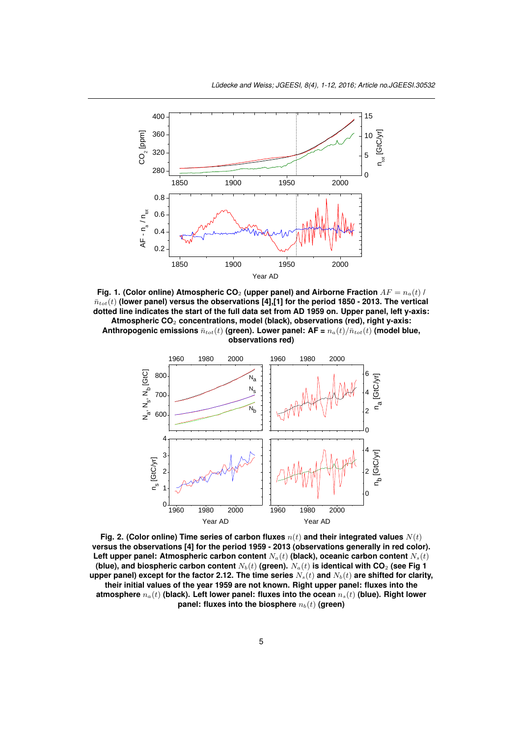**Fig. 1. (Color online) Atmospheric $CO_2$ (upper panel) and Airborne Fraction $AF = n_a(t)$ / $\bar{n}_{tot}(t)$ (lower panel) versus the observations [4],[1] for the period 1850 - 2013. The vertical dotted line indicates the start of the full data set from AD 1959 on. Upper panel, left y-axis: Atmospheric $CO_2$ concentrations, model (black), observations (red), right y-axis: Anthropogenic emissions $\bar{n}_{tot}(t)$ (green). Lower panel: AF = $n_a(t)/\bar{n}_{tot}(t)$ (model blue, observations red)**

**Fig. 2. (Color online) Time series of carbon fluxes $n(t)$ and their integrated values $N(t)$ versus the observations [4] for the period 1959 - 2013 (observations generally in red color). Left upper panel: Atmospheric carbon content $N_a(t)$ (black), oceanic carbon content $N_s(t)$ (blue), and biospheric carbon content $N_b(t)$ (green). $N_a(t)$ is identical with $CO_2$ (see Fig 1 upper panel) except for the factor 2.12. The time series $N_s(t)$ and $N_b(t)$ are shifted for clarity, their initial values of the year 1959 are not known. Right upper panel: fluxes into the atmosphere $n_a(t)$ (black). Left lower panel: fluxes into the ocean $n_s(t)$ (blue). Right lower panel: fluxes into the biosphere $n_b(t)$ (green)**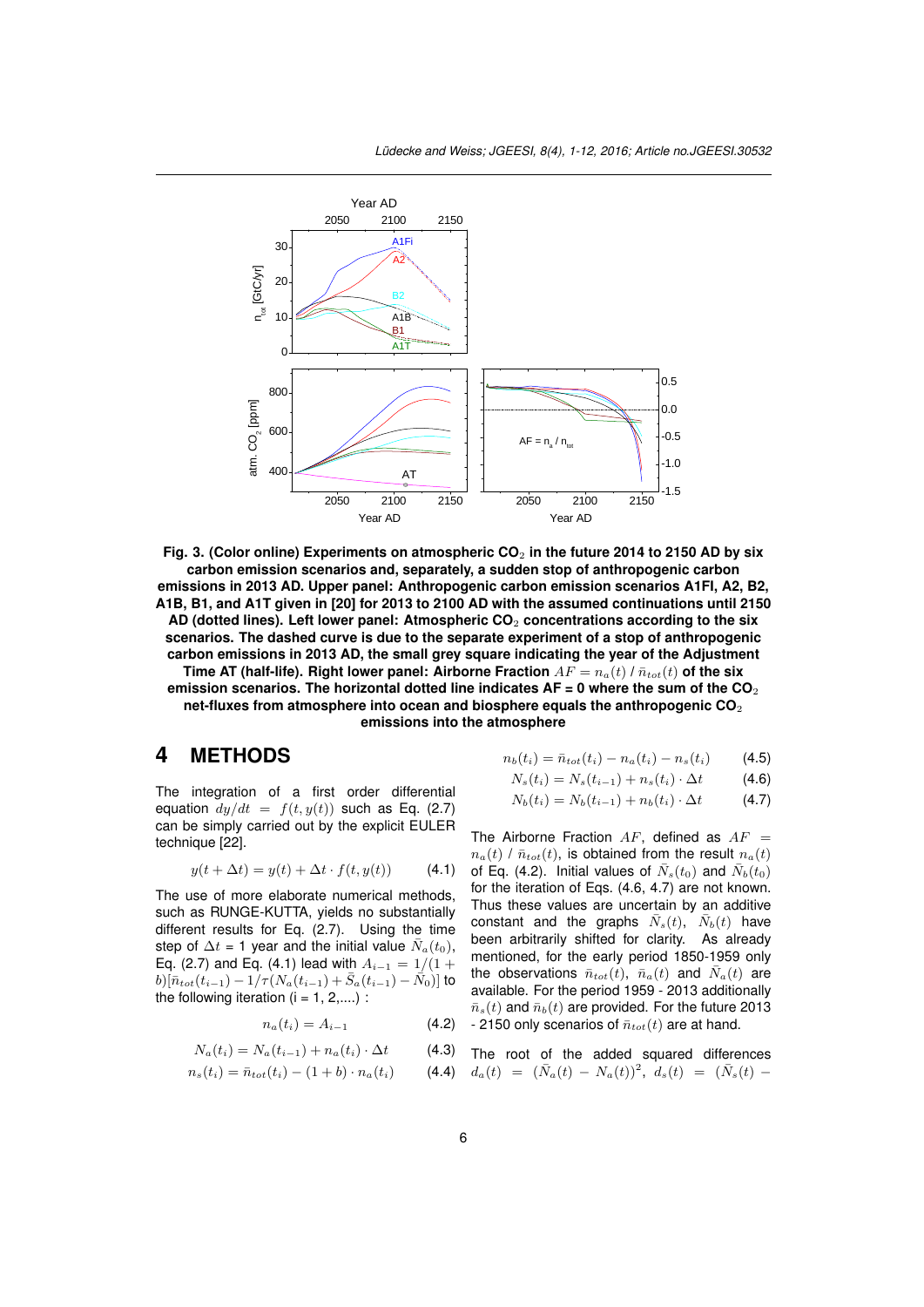**Fig. 3. (Color online) Experiments on atmospheric $CO_2$ in the future 2014 to 2150 AD by six carbon emission scenarios and, separately, a sudden stop of anthropogenic carbon emissions in 2013 AD. Upper panel: Anthropogenic carbon emission scenarios A1FI, A2, B2, A1B, B1, and A1T given in [20] for 2013 to 2100 AD with the assumed continuations until 2150 AD (dotted lines). Left lower panel: Atmospheric $CO_2$ concentrations according to the six scenarios. The dashed curve is due to the separate experiment of a stop of anthropogenic carbon emissions in 2013 AD, the small grey square indicating the year of the Adjustment Time AT (half-life). Right lower panel: Airborne Fraction $AF = n_a(t)$ / $\bar{n}_{tot}(t)$ of the six emission scenarios. The horizontal dotted line indicates AF = 0 where the sum of the $CO_2$ net-fluxes from atmosphere into ocean and biosphere equals the anthropogenic $CO_2$ emissions into the atmosphere**

# 4 METHODS

The integration of a first order differential equation $dy/dt = f(t, y(t))$ such as Eq. (2.7) can be simply carried out by the explicit EULER technique [22].

$$y(t + \Delta t) = y(t) + \Delta t \cdot f(t, y(t)) \qquad (4.1)$$

The use of more elaborate numerical methods, such as RUNGE-KUTTA, yields no substantially different results for Eq. (2.7). Using the time step of $\Delta t$ = 1 year and the initial value $\bar{N}_a(t_0)$, Eq. (2.7) and Eq. (4.1) lead with $A_{i-1} = 1/(1 + b)[\bar{n}_{tot}(t_{i-1}) - 1/\tau(N_a(t_{i-1}) + \bar{S}_a(t_{i-1}) - \bar{N}_0)]$ to the following iteration (i = 1, 2,....) :

$$n_a(t_i) = A_{i-1} \qquad (4.2)$$

$$N_a(t_i) = N_a(t_{i-1}) + n_a(t_i) \cdot \Delta t \qquad (4.3)$$

$$n_s(t_i) = \bar{n}_{tot}(t_i) - (1 + b) \cdot n_a(t_i) \qquad (4.4)$$

$$n_b(t_i) = \bar{n}_{tot}(t_i) - n_a(t_i) - n_s(t_i) \qquad (4.5)$$

$$N_s(t_i) = N_s(t_{i-1}) + n_s(t_i) \cdot \Delta t \qquad (4.6)$$

$$N_b(t_i) = N_b(t_{i-1}) + n_b(t_i) \cdot \Delta t \qquad (4.7)$$

The Airborne Fraction $AF$, defined as $AF = n_a(t)$ / $\bar{n}_{tot}(t)$, is obtained from the result $n_a(t)$ of Eq. (4.2). Initial values of $\bar{N}_s(t_0)$ and $\bar{N}_b(t_0)$ for the iteration of Eqs. (4.6, 4.7) are not known. Thus these values are uncertain by an additive constant and the graphs $\bar{N}_s(t)$, $\bar{N}_b(t)$ have been arbitrarily shifted for clarity. As already mentioned, for the early period 1850-1959 only the observations $\bar{n}_{tot}(t)$, $\bar{n}_a(t)$ and $\bar{N}_a(t)$ are available. For the period 1959 - 2013 additionally $\bar{n}_s(t)$ and $\bar{n}_b(t)$ are provided. For the future 2013 - 2150 only scenarios of $\bar{n}_{tot}(t)$ are at hand.

The root of the added squared differences $d_a(t) = (\bar{N}_a(t) - N_a(t))^2$, $d_s(t) = (\bar{N}_s(t) -$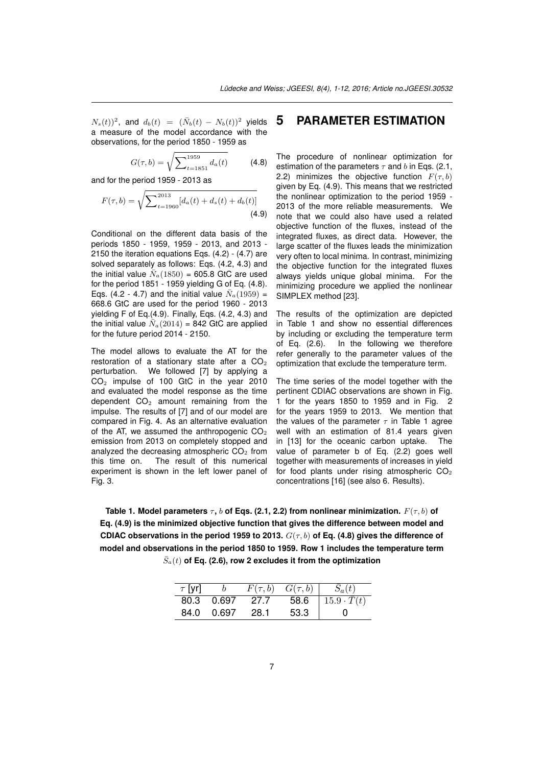$N_s(t))^2$, and $d_b(t) = (\bar{N}_b(t) - N_b(t))^2$ yields a measure of the model accordance with the observations, for the period 1850 - 1959 as

$$G(\tau, b) = \sqrt{\sum\nolimits_{t=1851}^{1959} d_a(t)} \qquad (4.8)$$

and for the period 1959 - 2013 as

$$F(\tau, b) = \sqrt{\sum\nolimits_{t=1960}^{2013} [d_a(t) + d_s(t) + d_b(t)]} \qquad (4.9)$$

Conditional on the different data basis of the periods 1850 - 1959, 1959 - 2013, and 2013 - 2150 the iteration equations Eqs. (4.2) - (4.7) are solved separately as follows: Eqs. (4.2, 4.3) and the initial value $\bar{N}_a(1850)$ = 605.8 GtC are used for the period 1851 - 1959 yielding G of Eq. (4.8). Eqs. (4.2 - 4.7) and the initial value $\bar{N}_a(1959)$ = 668.6 GtC are used for the period 1960 - 2013 yielding F of Eq.(4.9). Finally, Eqs. (4.2, 4.3) and the initial value $\bar{N}_a(2014)$ = 842 GtC are applied for the future period 2014 - 2150.

The model allows to evaluate the AT for the restoration of a stationary state after a $CO_2$ perturbation. We followed [7] by applying a $CO_2$ impulse of 100 GtC in the year 2010 and evaluated the model response as the time dependent $CO_2$ amount remaining from the impulse. The results of [7] and of our model are compared in Fig. 4. As an alternative evaluation of the AT, we assumed the anthropogenic $CO_2$ emission from 2013 on completely stopped and analyzed the decreasing atmospheric $CO_2$ from this time on. The result of this numerical experiment is shown in the left lower panel of Fig. 3.

# 5 PARAMETER ESTIMATION

The procedure of nonlinear optimization for estimation of the parameters $\tau$ and $b$ in Eqs. (2.1, 2.2) minimizes the objective function $F(\tau, b)$ given by Eq. (4.9). This means that we restricted the nonlinear optimization to the period 1959 - 2013 of the more reliable measurements. We note that we could also have used a related objective function of the fluxes, instead of the integrated fluxes, as direct data. However, the large scatter of the fluxes leads the minimization very often to local minima. In contrast, minimizing the objective function for the integrated fluxes always yields unique global minima. For the minimizing procedure we applied the nonlinear SIMPLEX method [23].

The results of the optimization are depicted in Table 1 and show no essential differences by including or excluding the temperature term of Eq. (2.6). In the following we therefore refer generally to the parameter values of the optimization that exclude the temperature term.

The time series of the model together with the pertinent CDIAC observations are shown in Fig. 1 for the years 1850 to 1959 and in Fig. 2 for the years 1959 to 2013. We mention that the values of the parameter $\tau$ in Table 1 agree well with an estimation of 81.4 years given in [13] for the oceanic carbon uptake. The value of parameter b of Eq. (2.2) goes well together with measurements of increases in yield for food plants under rising atmospheric $CO_2$ concentrations [16] (see also 6. Results).

**Table 1. Model parameters $\tau$, $b$ of Eqs. (2.1, 2.2) from nonlinear minimization. $F(\tau, b)$ of Eq. (4.9) is the minimized objective function that gives the difference between model and CDIAC observations in the period 1959 to 2013. $G(\tau, b)$ of Eq. (4.8) gives the difference of model and observations in the period 1850 to 1959. Row 1 includes the temperature term $\bar{S}_a(t)$ of Eq. (2.6), row 2 excludes it from the optimization**

| $\tau$ [yr] | $b$ | $F(\tau, b)$ | $G(\tau, b)$ | $\bar{S}_a(t)$ |
|---|---|---|---|---|
| 80.3 | 0.697 | 27.7 | 58.6 | $15.9 \cdot T(t)$ |
| 84.0 | 0.697 | 28.1 | 53.3 | 0 |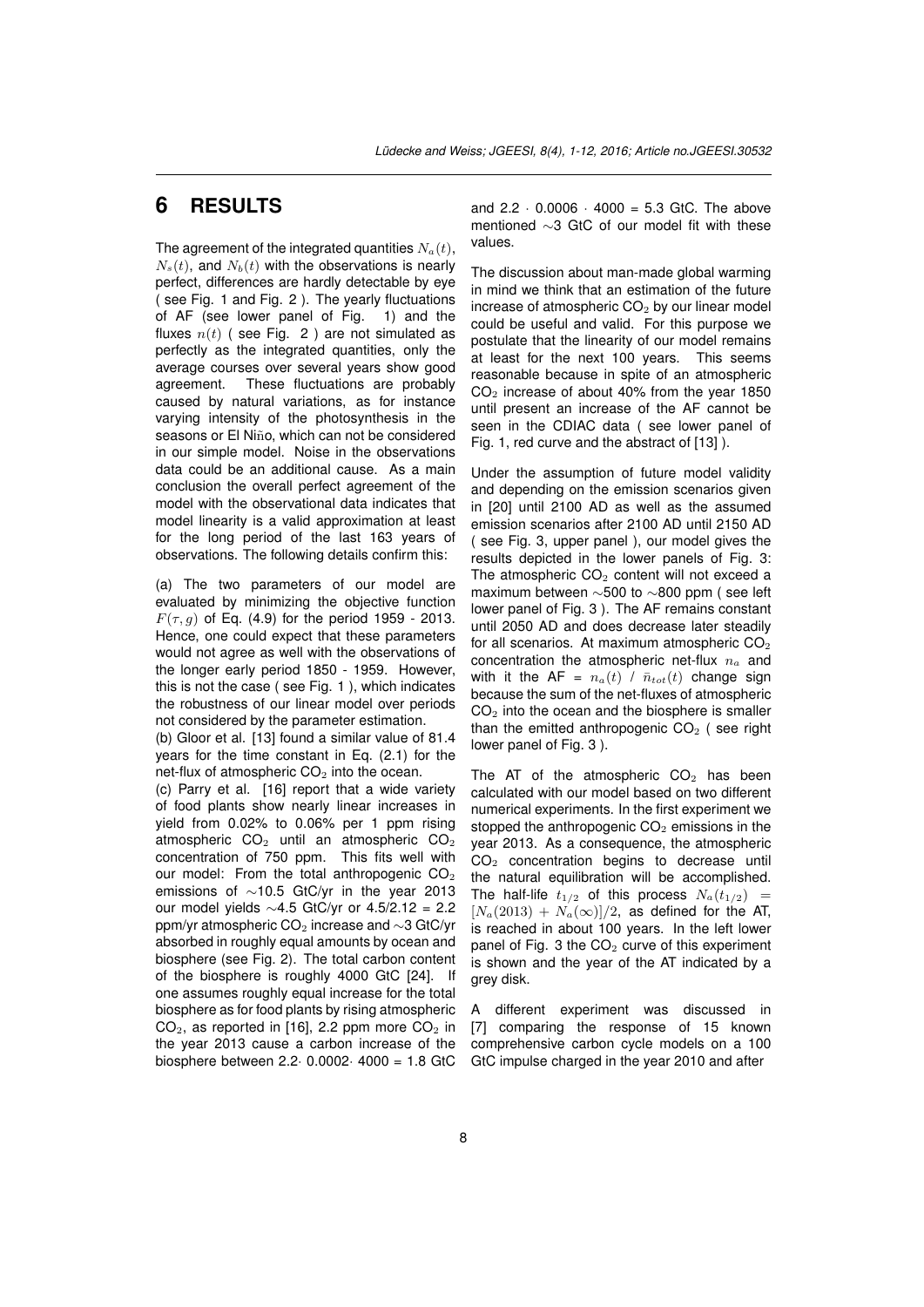# 6 RESULTS

The agreement of the integrated quantities $N_a(t)$, $N_s(t)$, and $N_b(t)$ with the observations is nearly perfect, differences are hardly detectable by eye ( see Fig. 1 and Fig. 2 ). The yearly fluctuations of AF (see lower panel of Fig. 1) and the fluxes $n(t)$ ( see Fig. 2 ) are not simulated as perfectly as the integrated quantities, only the average courses over several years show good agreement. These fluctuations are probably caused by natural variations, as for instance varying intensity of the photosynthesis in the seasons or El Niño, which can not be considered in our simple model. Noise in the observations data could be an additional cause. As a main conclusion the overall perfect agreement of the model with the observational data indicates that model linearity is a valid approximation at least for the long period of the last 163 years of observations. The following details confirm this:

(a) The two parameters of our model are evaluated by minimizing the objective function $F(\tau, g)$ of Eq. (4.9) for the period 1959 - 2013. Hence, one could expect that these parameters would not agree as well with the observations of the longer early period 1850 - 1959. However, this is not the case ( see Fig. 1 ), which indicates the robustness of our linear model over periods not considered by the parameter estimation.

(b) Gloor et al. [13] found a similar value of 81.4 years for the time constant in Eq. (2.1) for the net-flux of atmospheric $CO_2$ into the ocean.

(c) Parry et al. [16] report that a wide variety of food plants show nearly linear increases in yield from 0.02% to 0.06% per 1 ppm rising atmospheric $CO_2$ until an atmospheric $CO_2$ concentration of 750 ppm. This fits well with our model: From the total anthropogenic $CO_2$ emissions of ∼10.5 GtC/yr in the year 2013 our model yields ∼4.5 GtC/yr or 4.5/2.12 = 2.2 ppm/yr atmospheric $CO_2$ increase and ∼3 GtC/yr absorbed in roughly equal amounts by ocean and biosphere (see Fig. 2). The total carbon content of the biosphere is roughly 4000 GtC [24]. If one assumes roughly equal increase for the total biosphere as for food plants by rising atmospheric $CO_2$, as reported in [16], 2.2 ppm more $CO_2$ in the year 2013 cause a carbon increase of the biosphere between $2.2 \cdot 0.0002 \cdot 4000 = 1.8$ GtC and $2.2 \cdot 0.0006 \cdot 4000 = 5.3$ GtC. The above mentioned ∼3 GtC of our model fit with these values.

The discussion about man-made global warming in mind we think that an estimation of the future increase of atmospheric $CO_2$ by our linear model could be useful and valid. For this purpose we postulate that the linearity of our model remains at least for the next 100 years. This seems reasonable because in spite of an atmospheric $CO_2$ increase of about 40% from the year 1850 until present an increase of the AF cannot be seen in the CDIAC data ( see lower panel of Fig. 1, red curve and the abstract of [13] ).

Under the assumption of future model validity and depending on the emission scenarios given in [20] until 2100 AD as well as the assumed emission scenarios after 2100 AD until 2150 AD ( see Fig. 3, upper panel ), our model gives the results depicted in the lower panels of Fig. 3: The atmospheric $CO_2$ content will not exceed a maximum between ∼500 to ∼800 ppm ( see left lower panel of Fig. 3 ). The AF remains constant until 2050 AD and does decrease later steadily for all scenarios. At maximum atmospheric $CO_2$ concentration the atmospheric net-flux $n_a$ and with it the AF = $n_a(t) \ / \ \bar{n}_{tot}(t)$ change sign because the sum of the net-fluxes of atmospheric $CO_2$ into the ocean and the biosphere is smaller than the emitted anthropogenic $CO_2$ ( see right lower panel of Fig. 3 ).

The AT of the atmospheric $CO_2$ has been calculated with our model based on two different numerical experiments. In the first experiment we stopped the anthropogenic $CO_2$ emissions in the year 2013. As a consequence, the atmospheric $CO_2$ concentration begins to decrease until the natural equilibration will be accomplished. The half-life $t_{1/2}$ of this process $N_a(t_{1/2}) = [N_a(2013) + N_a(\infty)]/2$, as defined for the AT, is reached in about 100 years. In the left lower panel of Fig. 3 the $CO_2$ curve of this experiment is shown and the year of the AT indicated by a grey disk.

A different experiment was discussed in [7] comparing the response of 15 known comprehensive carbon cycle models on a 100 GtC impulse charged in the year 2010 and after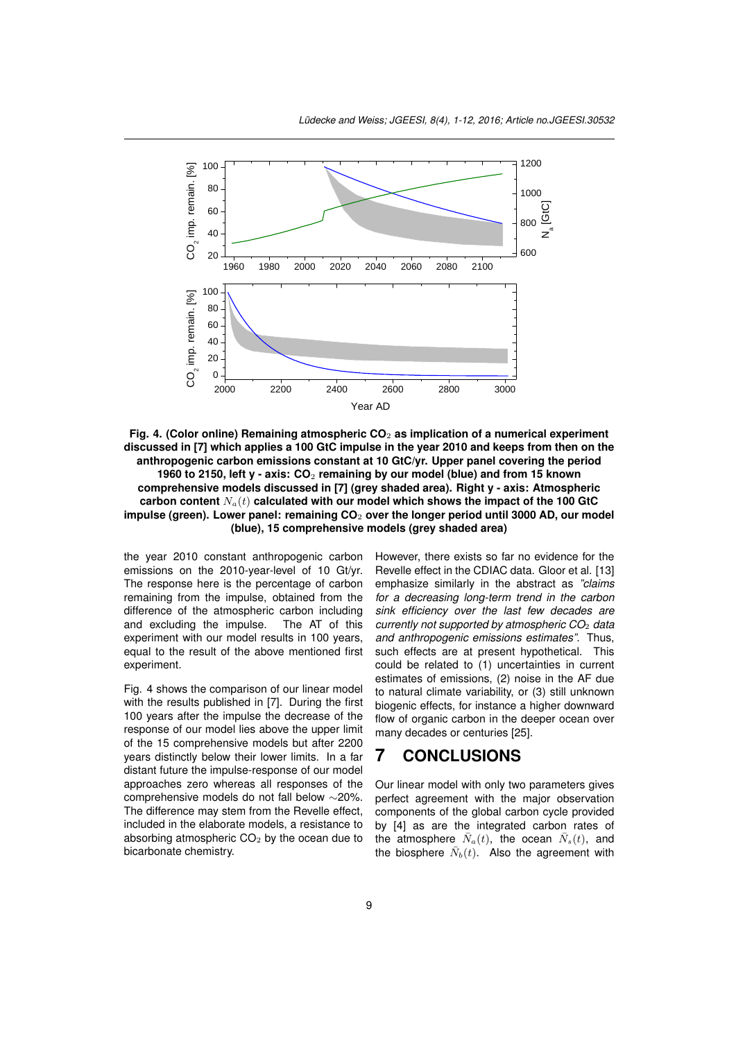**Fig. 4. (Color online) Remaining atmospheric $CO_2$ as implication of a numerical experiment discussed in [7] which applies a 100 GtC impulse in the year 2010 and keeps from then on the anthropogenic carbon emissions constant at 10 GtC/yr. Upper panel covering the period 1960 to 2150, left y - axis: $CO_2$ remaining by our model (blue) and from 15 known comprehensive models discussed in [7] (grey shaded area). Right y - axis: Atmospheric carbon content $N_a(t)$ calculated with our model which shows the impact of the 100 GtC impulse (green). Lower panel: remaining $CO_2$ over the longer period until 3000 AD, our model (blue), 15 comprehensive models (grey shaded area)**

the year 2010 constant anthropogenic carbon emissions on the 2010-year-level of 10 Gt/yr. The response here is the percentage of carbon remaining from the impulse, obtained from the difference of the atmospheric carbon including and excluding the impulse. The AT of this experiment with our model results in 100 years, equal to the result of the above mentioned first experiment.

Fig. 4 shows the comparison of our linear model with the results published in [7]. During the first 100 years after the impulse the decrease of the response of our model lies above the upper limit of the 15 comprehensive models but after 2200 years distinctly below their lower limits. In a far distant future the impulse-response of our model approaches zero whereas all responses of the comprehensive models do not fall below ∼20%. The difference may stem from the Revelle effect, included in the elaborate models, a resistance to absorbing atmospheric $CO_2$ by the ocean due to bicarbonate chemistry.

However, there exists so far no evidence for the Revelle effect in the CDIAC data. Gloor et al. [13] emphasize similarly in the abstract as *"claims for a decreasing long-term trend in the carbon sink efficiency over the last few decades are currently not supported by atmospheric $CO_2$ data and anthropogenic emissions estimates"*. Thus, such effects are at present hypothetical. This could be related to (1) uncertainties in current estimates of emissions, (2) noise in the AF due to natural climate variability, or (3) still unknown biogenic effects, for instance a higher downward flow of organic carbon in the deeper ocean over many decades or centuries [25].

## 7 CONCLUSIONS

Our linear model with only two parameters gives perfect agreement with the major observation components of the global carbon cycle provided by [4] as are the integrated carbon rates of the atmosphere $\bar{N}_a(t)$, the ocean $\bar{N}_s(t)$, and the biosphere $\bar{N}_b(t)$. Also the agreement with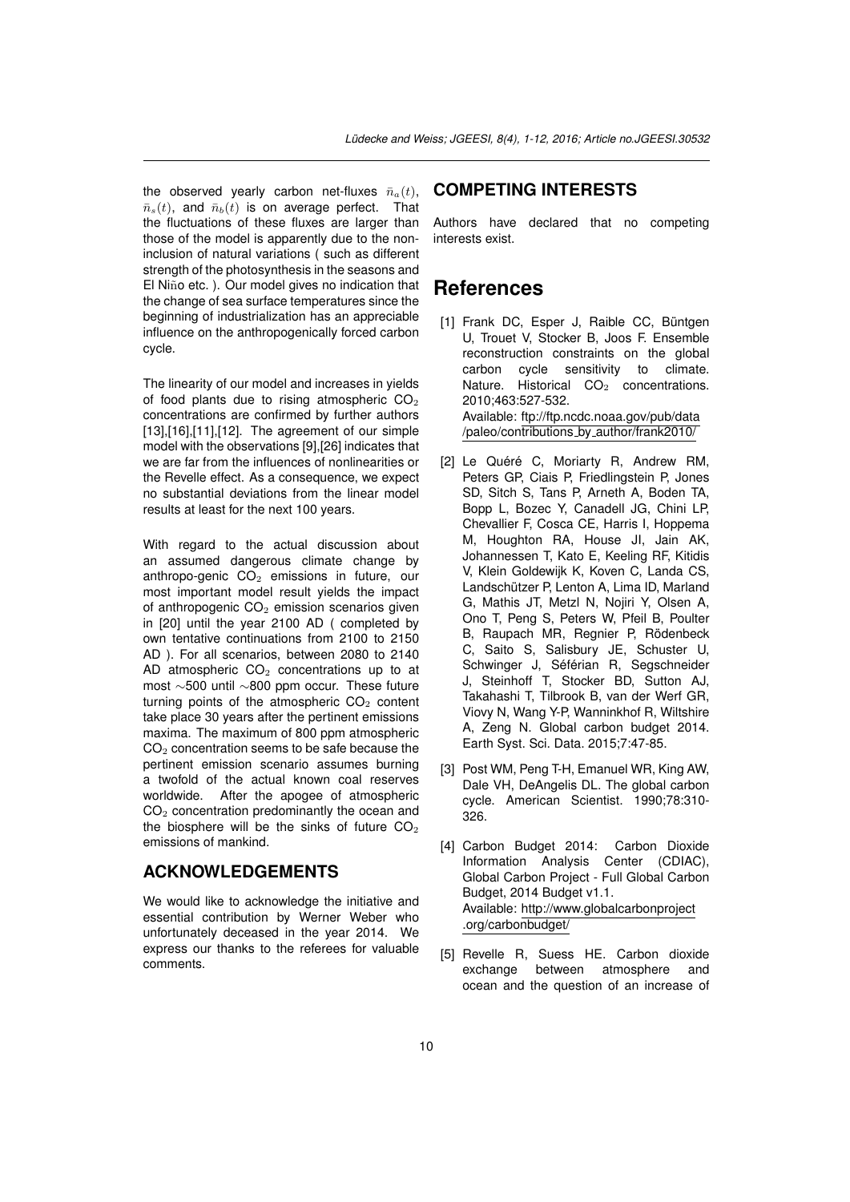the observed yearly carbon net-fluxes $\bar{n}_a(t)$, $\bar{n}_s(t)$, and $\bar{n}_b(t)$ is on average perfect. That the fluctuations of these fluxes are larger than those of the model is apparently due to the non-inclusion of natural variations ( such as different strength of the photosynthesis in the seasons and El Niño etc. ). Our model gives no indication that the change of sea surface temperatures since the beginning of industrialization has an appreciable influence on the anthropogenically forced carbon cycle.

The linearity of our model and increases in yields of food plants due to rising atmospheric $CO_2$ concentrations are confirmed by further authors [13],[16],[11],[12]. The agreement of our simple model with the observations [9],[26] indicates that we are far from the influences of nonlinearities or the Revelle effect. As a consequence, we expect no substantial deviations from the linear model results at least for the next 100 years.

With regard to the actual discussion about an assumed dangerous climate change by anthropo-genic $CO_2$ emissions in future, our most important model result yields the impact of anthropogenic $CO_2$ emission scenarios given in [20] until the year 2100 AD ( completed by own tentative continuations from 2100 to 2150 AD ). For all scenarios, between 2080 to 2140 AD atmospheric $CO_2$ concentrations up to at most ∼500 until ∼800 ppm occur. These future turning points of the atmospheric $CO_2$ content take place 30 years after the pertinent emissions maxima. The maximum of 800 ppm atmospheric $CO_2$ concentration seems to be safe because the pertinent emission scenario assumes burning a twofold of the actual known coal reserves worldwide. After the apogee of atmospheric $CO_2$ concentration predominantly the ocean and the biosphere will be the sinks of future $CO_2$ emissions of mankind.

## ACKNOWLEDGEMENTS

We would like to acknowledge the initiative and essential contribution by Werner Weber who unfortunately deceased in the year 2014. We express our thanks to the referees for valuable comments.

## COMPETING INTERESTS

Authors have declared that no competing interests exist.

# References

[1] Frank DC, Esper J, Raible CC, Büntgen U, Trouet V, Stocker B, Joos F. Ensemble reconstruction constraints on the global carbon cycle sensitivity to climate. Nature. Historical $CO_2$ concentrations. 2010;463:527-532.
Available: ftp://ftp.ncdc.noaa.gov/pub/data/paleo/contributions_by_author/frank2010/

[2] Le Quéré C, Moriarty R, Andrew RM, Peters GP, Ciais P, Friedlingstein P, Jones SD, Sitch S, Tans P, Arneth A, Boden TA, Bopp L, Bozec Y, Canadell JG, Chini LP, Chevallier F, Cosca CE, Harris I, Hoppema M, Houghton RA, House JI, Jain AK, Johannessen T, Kato E, Keeling RF, Kitidis V, Klein Goldewijk K, Koven C, Landa CS, Landschützer P, Lenton A, Lima ID, Marland G, Mathis JT, Metzl N, Nojiri Y, Olsen A, Ono T, Peng S, Peters W, Pfeil B, Poulter B, Raupach MR, Regnier P, Rödenbeck C, Saito S, Salisbury JE, Schuster U, Schwinger J, Séférian R, Segschneider J, Steinhoff T, Stocker BD, Sutton AJ, Takahashi T, Tilbrook B, van der Werf GR, Viovy N, Wang Y-P, Wanninkhof R, Wiltshire A, Zeng N. Global carbon budget 2014. Earth Syst. Sci. Data. 2015;7:47-85.

[3] Post WM, Peng T-H, Emanuel WR, King AW, Dale VH, DeAngelis DL. The global carbon cycle. American Scientist. 1990;78:310-326.

[4] Carbon Budget 2014: Carbon Dioxide Information Analysis Center (CDIAC), Global Carbon Project - Full Global Carbon Budget, 2014 Budget v1.1.
Available: http://www.globalcarbonproject.org/carbonbudget/

[5] Revelle R, Suess HE. Carbon dioxide exchange between atmosphere and ocean and the question of an increase of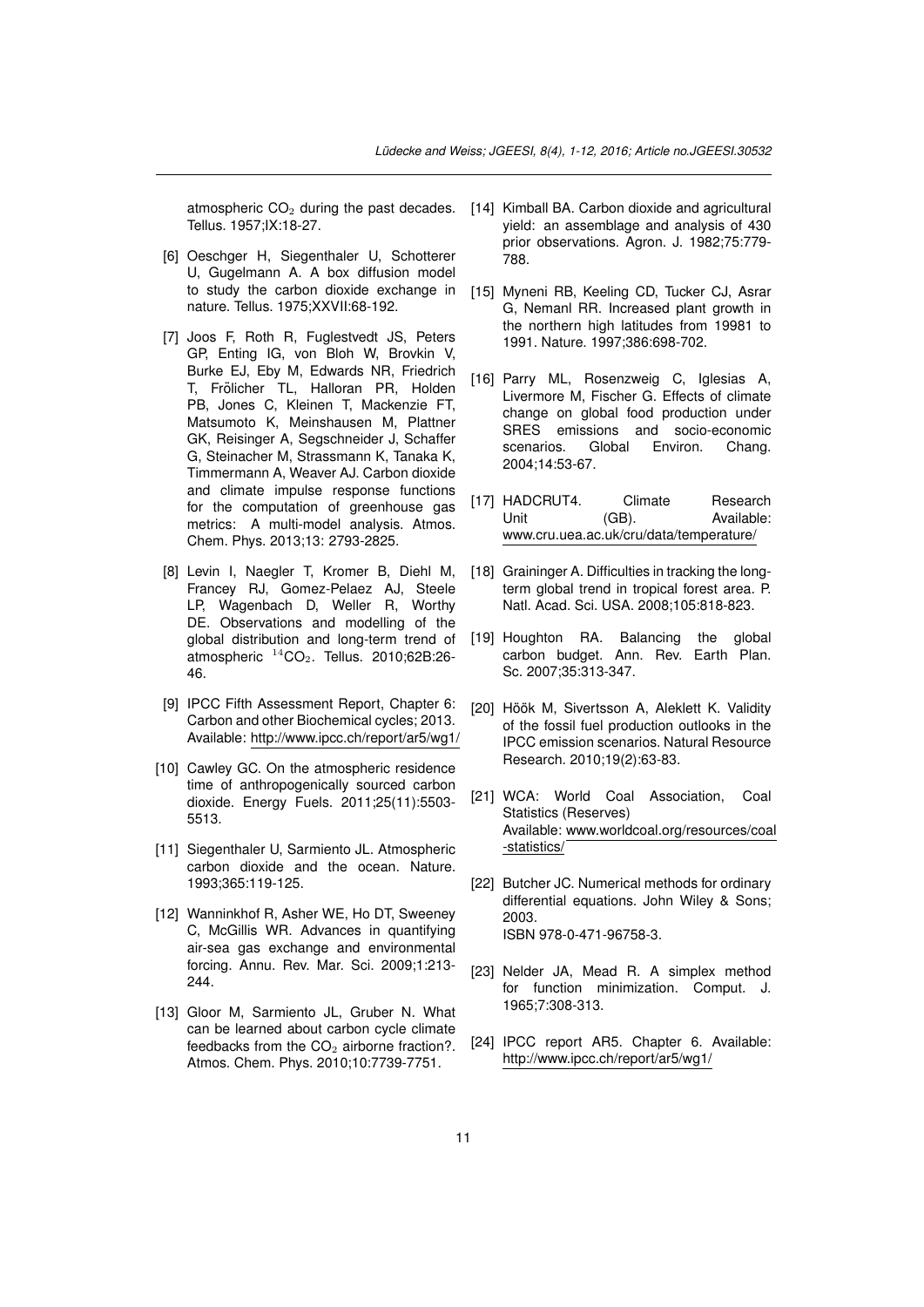atmospheric $CO_2$ during the past decades. Tellus. 1957;IX:18-27.

[6] Oeschger H, Siegenthaler U, Schotterer U, Gugelmann A. A box diffusion model to study the carbon dioxide exchange in nature. Tellus. 1975;XXVII:68-192.

[7] Joos F, Roth R, Fuglestvedt JS, Peters GP, Enting IG, von Bloh W, Brovkin V, Burke EJ, Eby M, Edwards NR, Friedrich T, Frölicher TL, Halloran PR, Holden PB, Jones C, Kleinen T, Mackenzie FT, Matsumoto K, Meinshausen M, Plattner GK, Reisinger A, Segschneider J, Schaffer G, Steinacher M, Strassmann K, Tanaka K, Timmermann A, Weaver AJ. Carbon dioxide and climate impulse response functions for the computation of greenhouse gas metrics: A multi-model analysis. Atmos. Chem. Phys. 2013;13: 2793-2825.

[8] Levin I, Naegler T, Kromer B, Diehl M, Francey RJ, Gomez-Pelaez AJ, Steele LP, Wagenbach D, Weller R, Worthy DE. Observations and modelling of the global distribution and long-term trend of atmospheric $^{14}CO_2$. Tellus. 2010;62B:26-46.

[9] IPCC Fifth Assessment Report, Chapter 6: Carbon and other Biochemical cycles; 2013. Available: http://www.ipcc.ch/report/ar5/wg1/

[10] Cawley GC. On the atmospheric residence time of anthropogenically sourced carbon dioxide. Energy Fuels. 2011;25(11):5503-5513.

[11] Siegenthaler U, Sarmiento JL. Atmospheric carbon dioxide and the ocean. Nature. 1993;365:119-125.

[12] Wanninkhof R, Asher WE, Ho DT, Sweeney C, McGillis WR. Advances in quantifying air-sea gas exchange and environmental forcing. Annu. Rev. Mar. Sci. 2009;1:213-244.

[13] Gloor M, Sarmiento JL, Gruber N. What can be learned about carbon cycle climate feedbacks from the $CO_2$ airborne fraction?. Atmos. Chem. Phys. 2010;10:7739-7751.

[14] Kimball BA. Carbon dioxide and agricultural yield: an assemblage and analysis of 430 prior observations. Agron. J. 1982;75:779-788.

[15] Myneni RB, Keeling CD, Tucker CJ, Asrar G, Nemanl RR. Increased plant growth in the northern high latitudes from 19981 to 1991. Nature. 1997;386:698-702.

[16] Parry ML, Rosenzweig C, Iglesias A, Livermore M, Fischer G. Effects of climate change on global food production under SRES emissions and socio-economic scenarios. Global Environ. Chang. 2004;14:53-67.

[17] HADCRUT4. Climate Research Unit (GB). Available: www.cru.uea.ac.uk/cru/data/temperature/

[18] Graininger A. Difficulties in tracking the long-term global trend in tropical forest area. P. Natl. Acad. Sci. USA. 2008;105:818-823.

[19] Houghton RA. Balancing the global carbon budget. Ann. Rev. Earth Plan. Sc. 2007;35:313-347.

[20] Höök M, Sivertsson A, Aleklett K. Validity of the fossil fuel production outlooks in the IPCC emission scenarios. Natural Resource Research. 2010;19(2):63-83.

[21] WCA: World Coal Association, Coal Statistics (Reserves) Available: www.worldcoal.org/resources/coal-statistics/

[22] Butcher JC. Numerical methods for ordinary differential equations. John Wiley & Sons; 2003. ISBN 978-0-471-96758-3.

[23] Nelder JA, Mead R. A simplex method for function minimization. Comput. J. 1965;7:308-313.

[24] IPCC report AR5. Chapter 6. Available: http://www.ipcc.ch/report/ar5/wg1/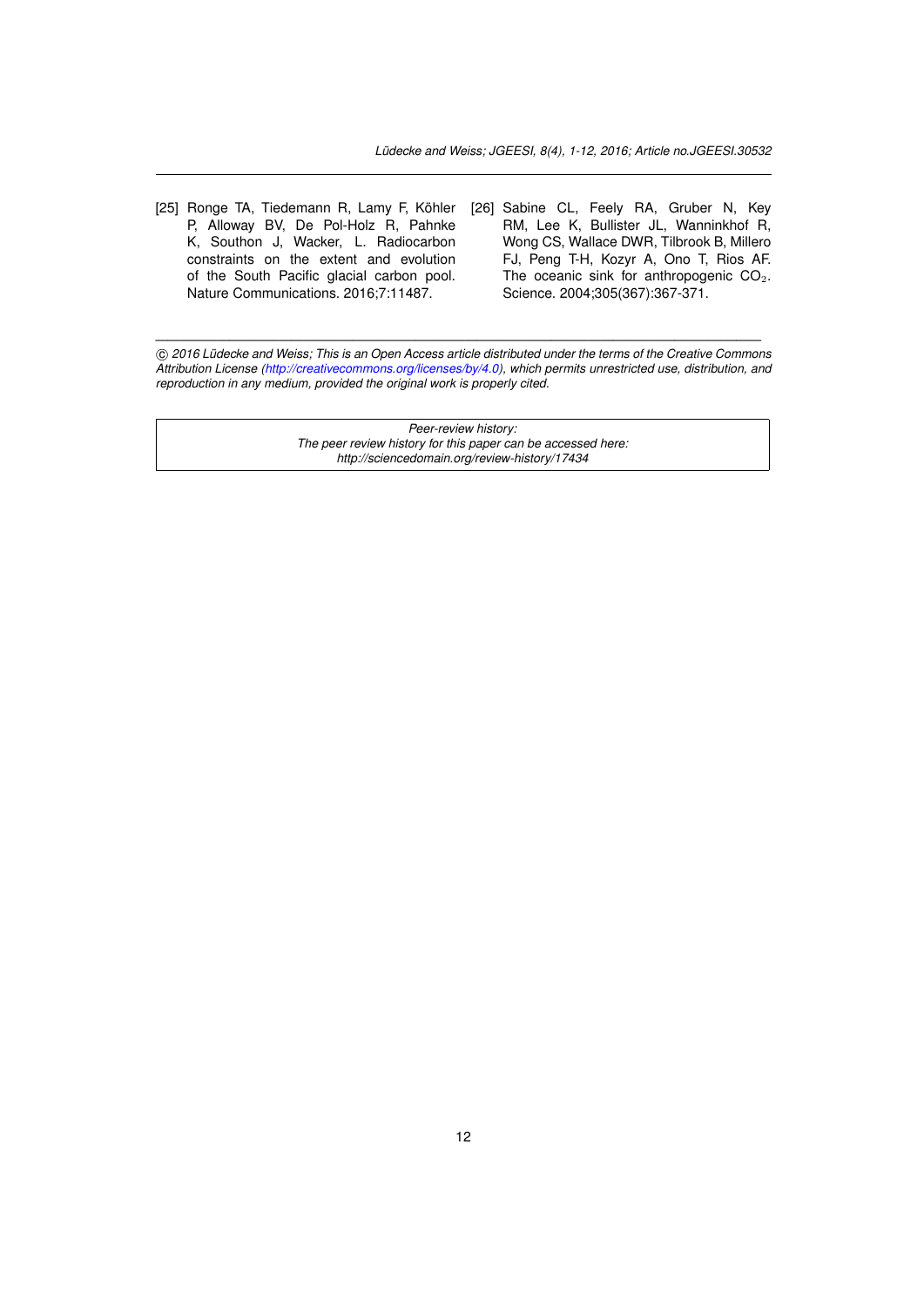[25] Ronge TA, Tiedemann R, Lamy F, Köhler P, Alloway BV, De Pol-Holz R, Pahnke K, Southon J, Wacker, L. Radiocarbon constraints on the extent and evolution of the South Pacific glacial carbon pool. Nature Communications. 2016;7:11487.

[26] Sabine CL, Feely RA, Gruber N, Key RM, Lee K, Bullister JL, Wanninkhof R, Wong CS, Wallace DWR, Tilbrook B, Millero FJ, Peng T-H, Kozyr A, Ono T, Rios AF. The oceanic sink for anthropogenic $CO_2$. Science. 2004;305(367):367-371.

---

*© 2016 Lüdecke and Weiss; This is an Open Access article distributed under the terms of the Creative Commons Attribution License (http://creativecommons.org/licenses/by/4.0), which permits unrestricted use, distribution, and reproduction in any medium, provided the original work is properly cited.*

*Peer-review history:*
*The peer review history for this paper can be accessed here:*
*http://sciencedomain.org/review-history/17434*